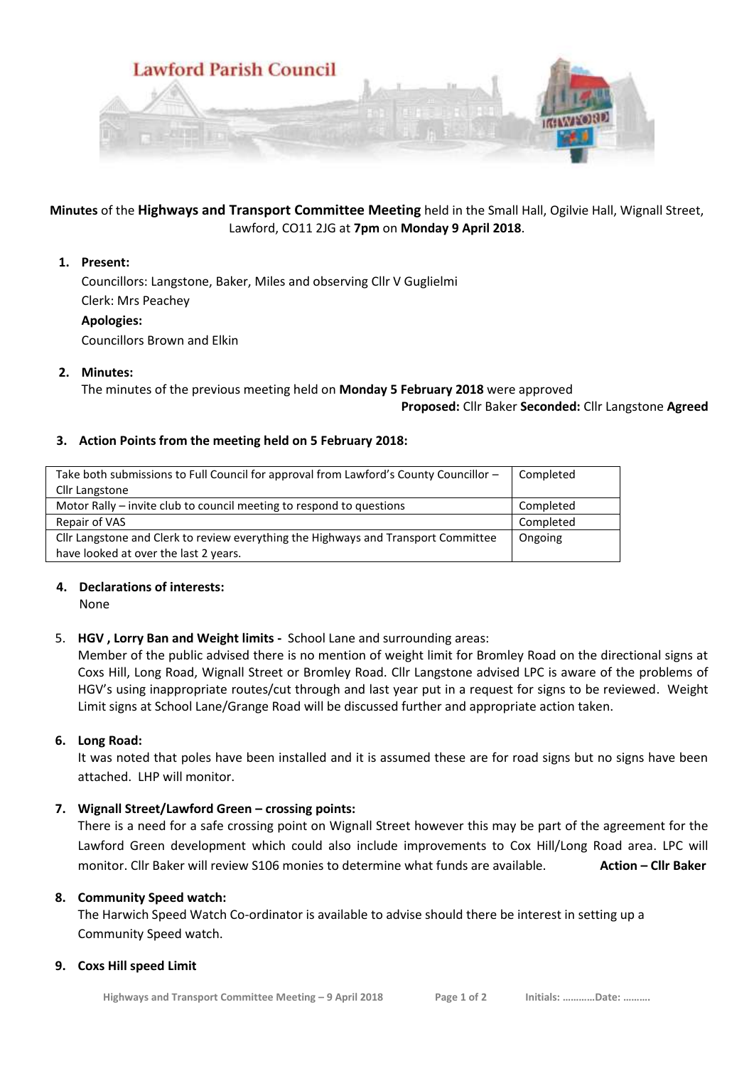# Lawford Parish Council

**Minutes** of the **Highways and Transport Committee Meeting** held in the Small Hall, Ogilvie Hall, Wignall Street, Lawford, CO11 2JG at **7pm** on **Monday 9 April 2018**.

1. **Present:**
   Councillors: Langstone, Baker, Miles and observing Cllr V Guglielmi
   Clerk: Mrs Peachey
   **Apologies:**
   Councillors Brown and Elkin

2. **Minutes:**
   The minutes of the previous meeting held on **Monday 5 February 2018** were approved
   **Proposed:** Cllr Baker **Seconded:** Cllr Langstone **Agreed**

3. **Action Points from the meeting held on 5 February 2018:**

| | |
|---|---|
| Take both submissions to Full Council for approval from Lawford's County Councillor – Cllr Langstone | Completed |
| Motor Rally – invite club to council meeting to respond to questions | Completed |
| Repair of VAS | Completed |
| Cllr Langstone and Clerk to review everything the Highways and Transport Committee have looked at over the last 2 years. | Ongoing |

4. **Declarations of interests:**
   None

5. **HGV , Lorry Ban and Weight limits -** School Lane and surrounding areas:
   Member of the public advised there is no mention of weight limit for Bromley Road on the directional signs at Coxs Hill, Long Road, Wignall Street or Bromley Road. Cllr Langstone advised LPC is aware of the problems of HGV's using inappropriate routes/cut through and last year put in a request for signs to be reviewed. Weight Limit signs at School Lane/Grange Road will be discussed further and appropriate action taken.

6. **Long Road:**
   It was noted that poles have been installed and it is assumed these are for road signs but no signs have been attached. LHP will monitor.

7. **Wignall Street/Lawford Green – crossing points:**
   There is a need for a safe crossing point on Wignall Street however this may be part of the agreement for the Lawford Green development which could also include improvements to Cox Hill/Long Road area. LPC will monitor. Cllr Baker will review S106 monies to determine what funds are available. **Action – Cllr Baker**

8. **Community Speed watch:**
   The Harwich Speed Watch Co-ordinator is available to advise should there be interest in setting up a Community Speed watch.

9. **Coxs Hill speed Limit**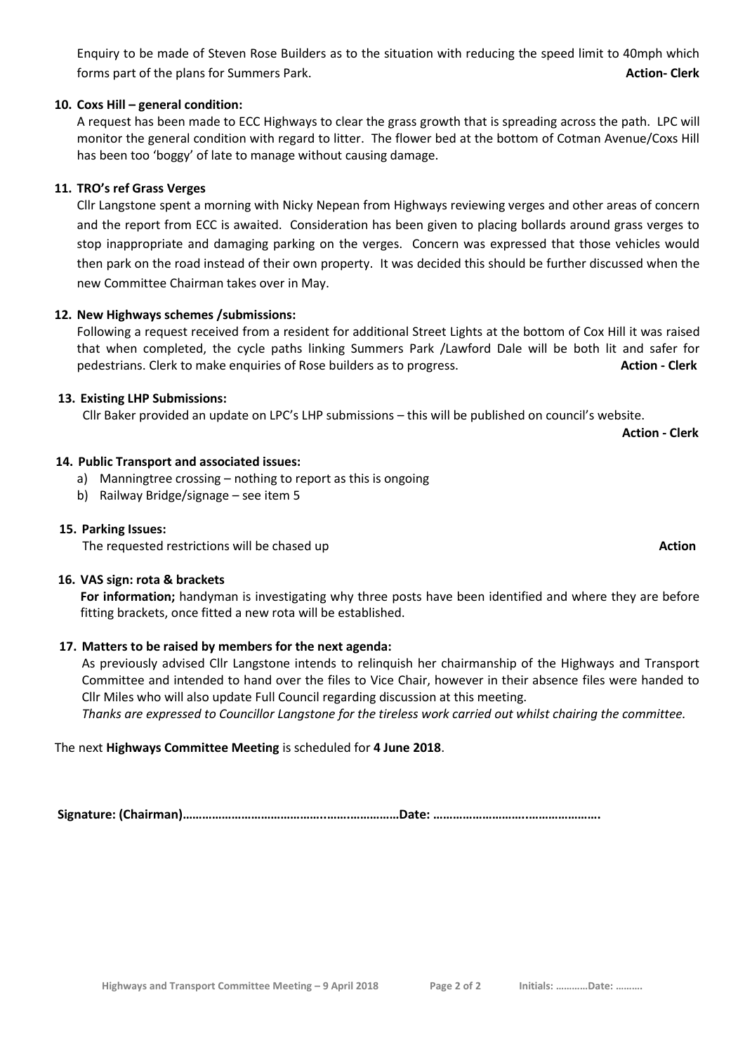Enquiry to be made of Steven Rose Builders as to the situation with reducing the speed limit to 40mph which forms part of the plans for Summers Park. **Action- Clerk**

**10. Coxs Hill – general condition:**

A request has been made to ECC Highways to clear the grass growth that is spreading across the path. LPC will monitor the general condition with regard to litter. The flower bed at the bottom of Cotman Avenue/Coxs Hill has been too 'boggy' of late to manage without causing damage.

**11. TRO's ref Grass Verges**

Cllr Langstone spent a morning with Nicky Nepean from Highways reviewing verges and other areas of concern and the report from ECC is awaited. Consideration has been given to placing bollards around grass verges to stop inappropriate and damaging parking on the verges. Concern was expressed that those vehicles would then park on the road instead of their own property. It was decided this should be further discussed when the new Committee Chairman takes over in May.

**12. New Highways schemes /submissions:**

Following a request received from a resident for additional Street Lights at the bottom of Cox Hill it was raised that when completed, the cycle paths linking Summers Park /Lawford Dale will be both lit and safer for pedestrians. Clerk to make enquiries of Rose builders as to progress. **Action - Clerk**

**13. Existing LHP Submissions:**

Cllr Baker provided an update on LPC's LHP submissions – this will be published on council's website.

**Action - Clerk**

**14. Public Transport and associated issues:**

a) Manningtree crossing – nothing to report as this is ongoing
b) Railway Bridge/signage – see item 5

**15. Parking Issues:**

The requested restrictions will be chased up **Action**

**16. VAS sign: rota & brackets**

**For information;** handyman is investigating why three posts have been identified and where they are before fitting brackets, once fitted a new rota will be established.

**17. Matters to be raised by members for the next agenda:**

As previously advised Cllr Langstone intends to relinquish her chairmanship of the Highways and Transport Committee and intended to hand over the files to Vice Chair, however in their absence files were handed to Cllr Miles who will also update Full Council regarding discussion at this meeting.

*Thanks are expressed to Councillor Langstone for the tireless work carried out whilst chairing the committee.*

The next **Highways Committee Meeting** is scheduled for **4 June 2018**.

**Signature: (Chairman)……………………………………..…….……………Date: …………………………..………………….**